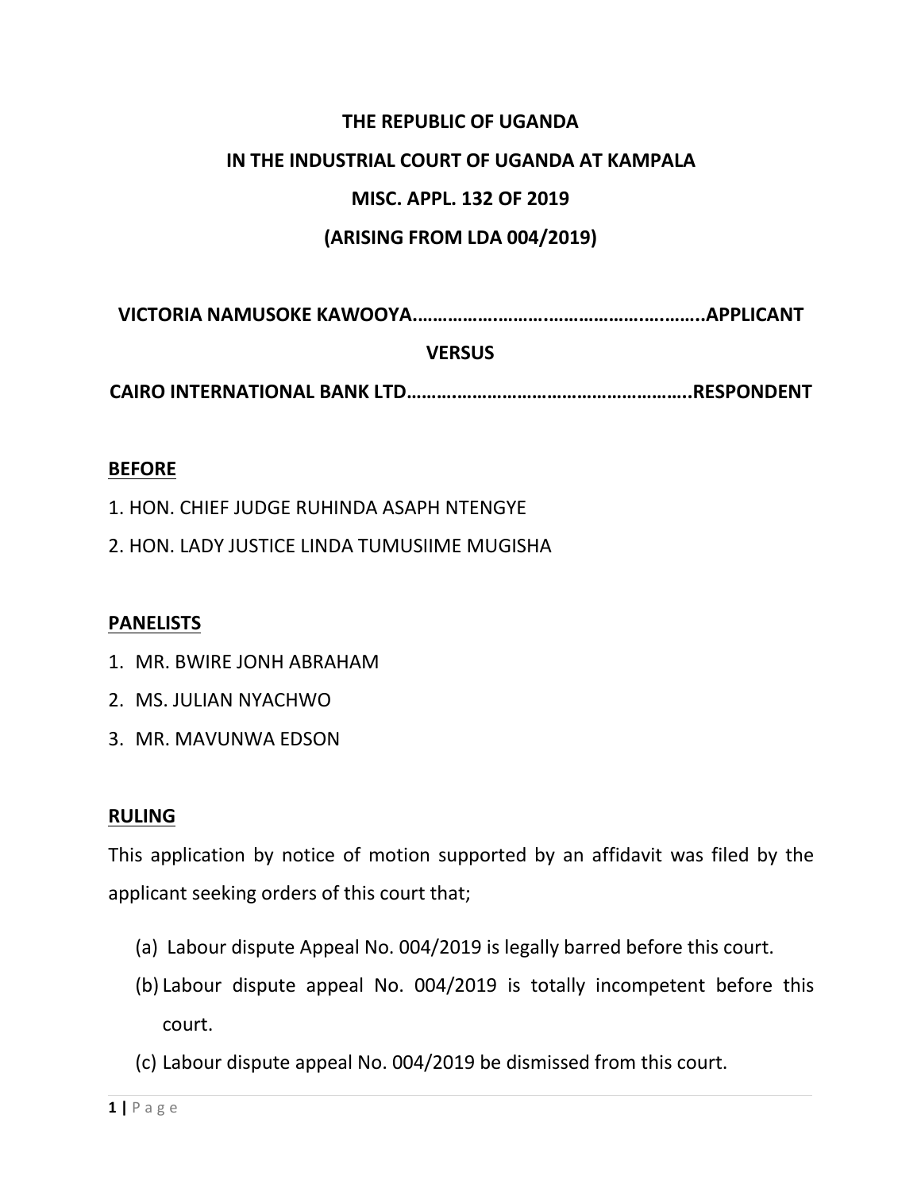**THE REPUBLIC OF UGANDA**

**IN THE INDUSTRIAL COURT OF UGANDA AT KAMPALA**

**MISC. APPL. 132 OF 2019**

**(ARISING FROM LDA 004/2019)**

**VICTORIA NAMUSOKE KAWOOYA……………………………………………..……..APPLICANT**

**VERSUS**

**CAIRO INTERNATIONAL BANK LTD………………………………………………..RESPONDENT**

**BEFORE**

1. HON. CHIEF JUDGE RUHINDA ASAPH NTENGYE
2. HON. LADY JUSTICE LINDA TUMUSIIME MUGISHA

**PANELISTS**

1. MR. BWIRE JONH ABRAHAM
2. MS. JULIAN NYACHWO
3. MR. MAVUNWA EDSON

**RULING**

This application by notice of motion supported by an affidavit was filed by the applicant seeking orders of this court that;

(a) Labour dispute Appeal No. 004/2019 is legally barred before this court.

(b) Labour dispute appeal No. 004/2019 is totally incompetent before this court.

(c) Labour dispute appeal No. 004/2019 be dismissed from this court.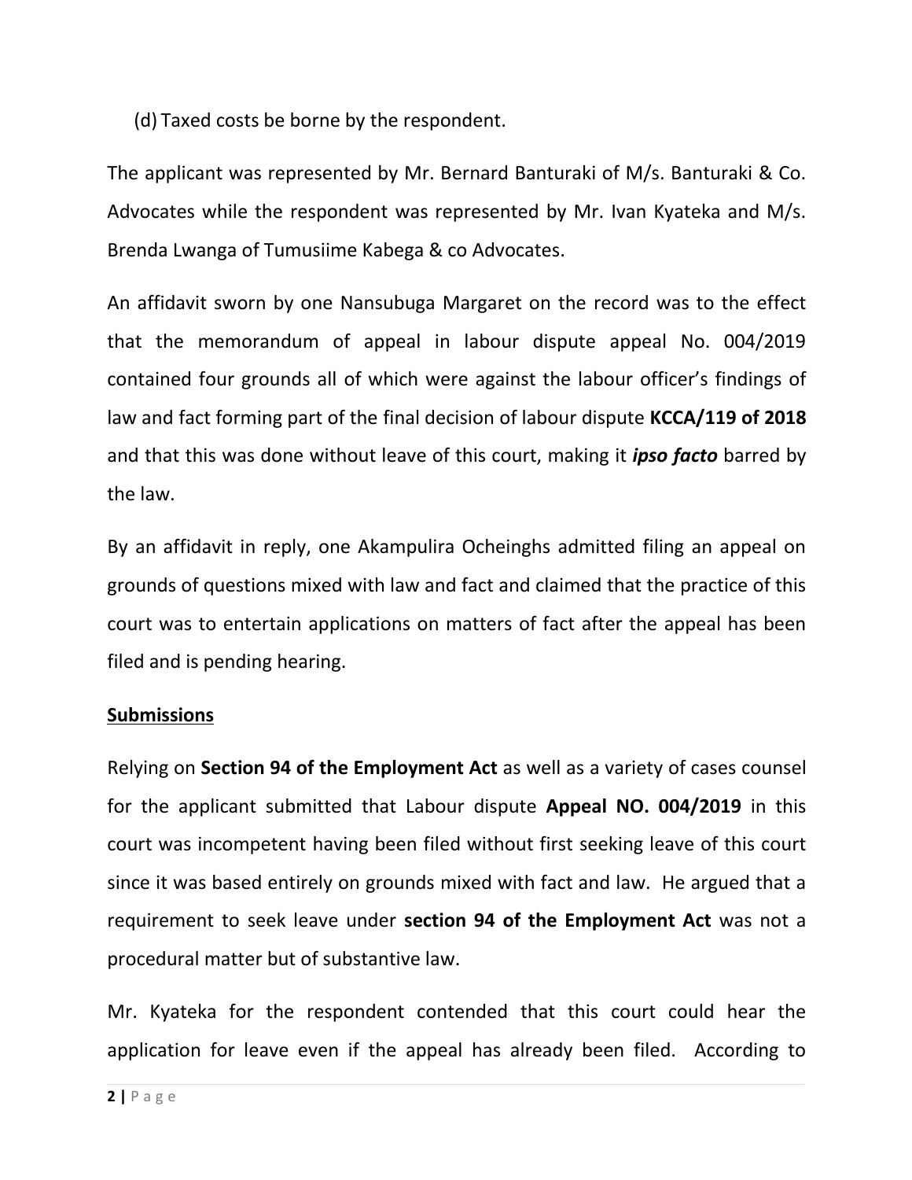(d) Taxed costs be borne by the respondent.

The applicant was represented by Mr. Bernard Banturaki of M/s. Banturaki & Co. Advocates while the respondent was represented by Mr. Ivan Kyateka and M/s. Brenda Lwanga of Tumusiime Kabega & co Advocates.

An affidavit sworn by one Nansubuga Margaret on the record was to the effect that the memorandum of appeal in labour dispute appeal No. 004/2019 contained four grounds all of which were against the labour officer's findings of law and fact forming part of the final decision of labour dispute **KCCA/119 of 2018** and that this was done without leave of this court, making it ***ipso facto*** barred by the law.

By an affidavit in reply, one Akampulira Ocheinghs admitted filing an appeal on grounds of questions mixed with law and fact and claimed that the practice of this court was to entertain applications on matters of fact after the appeal has been filed and is pending hearing.

**Submissions**

Relying on **Section 94 of the Employment Act** as well as a variety of cases counsel for the applicant submitted that Labour dispute **Appeal NO. 004/2019** in this court was incompetent having been filed without first seeking leave of this court since it was based entirely on grounds mixed with fact and law. He argued that a requirement to seek leave under **section 94 of the Employment Act** was not a procedural matter but of substantive law.

Mr. Kyateka for the respondent contended that this court could hear the application for leave even if the appeal has already been filed. According to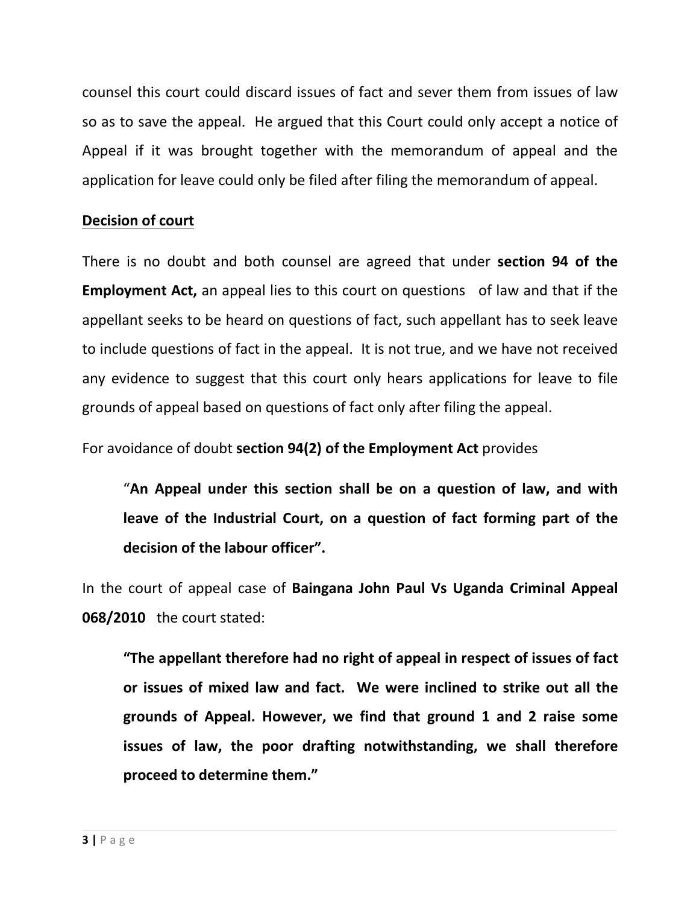counsel this court could discard issues of fact and sever them from issues of law so as to save the appeal. He argued that this Court could only accept a notice of Appeal if it was brought together with the memorandum of appeal and the application for leave could only be filed after filing the memorandum of appeal.

**Decision of court**

There is no doubt and both counsel are agreed that under **section 94 of the Employment Act,** an appeal lies to this court on questions of law and that if the appellant seeks to be heard on questions of fact, such appellant has to seek leave to include questions of fact in the appeal. It is not true, and we have not received any evidence to suggest that this court only hears applications for leave to file grounds of appeal based on questions of fact only after filing the appeal.

For avoidance of doubt **section 94(2) of the Employment Act** provides

> "**An Appeal under this section shall be on a question of law, and with leave of the Industrial Court, on a question of fact forming part of the decision of the labour officer".**

In the court of appeal case of **Baingana John Paul Vs Uganda Criminal Appeal 068/2010** the court stated:

> **"The appellant therefore had no right of appeal in respect of issues of fact or issues of mixed law and fact. We were inclined to strike out all the grounds of Appeal. However, we find that ground 1 and 2 raise some issues of law, the poor drafting notwithstanding, we shall therefore proceed to determine them."**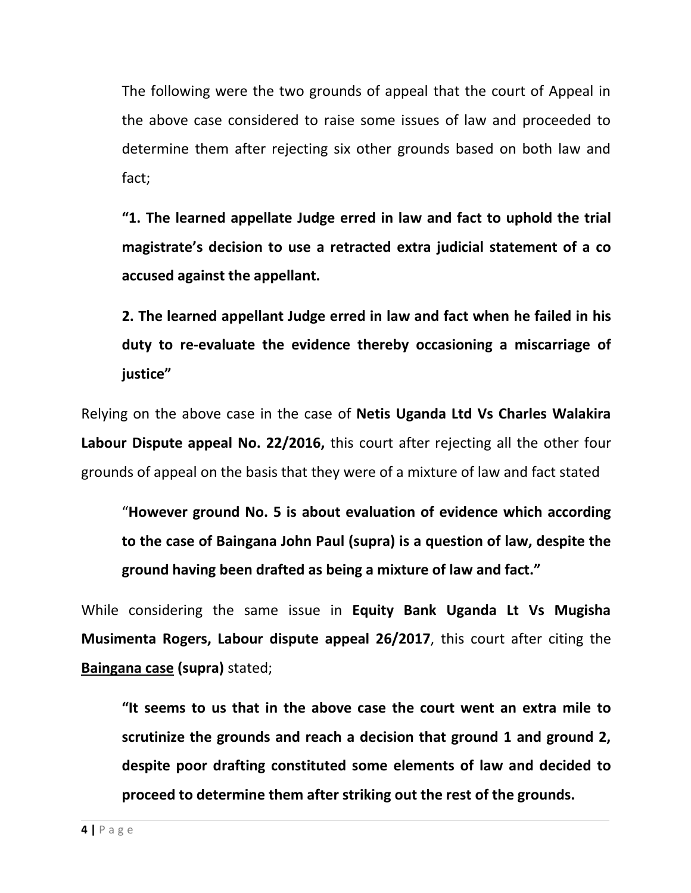The following were the two grounds of appeal that the court of Appeal in the above case considered to raise some issues of law and proceeded to determine them after rejecting six other grounds based on both law and fact;

> **"1. The learned appellate Judge erred in law and fact to uphold the trial magistrate's decision to use a retracted extra judicial statement of a co accused against the appellant.**
>
> **2. The learned appellant Judge erred in law and fact when he failed in his duty to re-evaluate the evidence thereby occasioning a miscarriage of justice"**

Relying on the above case in the case of **Netis Uganda Ltd Vs Charles Walakira Labour Dispute appeal No. 22/2016,** this court after rejecting all the other four grounds of appeal on the basis that they were of a mixture of law and fact stated

> "**However ground No. 5 is about evaluation of evidence which according to the case of Baingana John Paul (supra) is a question of law, despite the ground having been drafted as being a mixture of law and fact."**

While considering the same issue in **Equity Bank Uganda Lt Vs Mugisha Musimenta Rogers, Labour dispute appeal 26/2017**, this court after citing the **<u>Baingana case</u> (supra)** stated;

> **"It seems to us that in the above case the court went an extra mile to scrutinize the grounds and reach a decision that ground 1 and ground 2, despite poor drafting constituted some elements of law and decided to proceed to determine them after striking out the rest of the grounds.**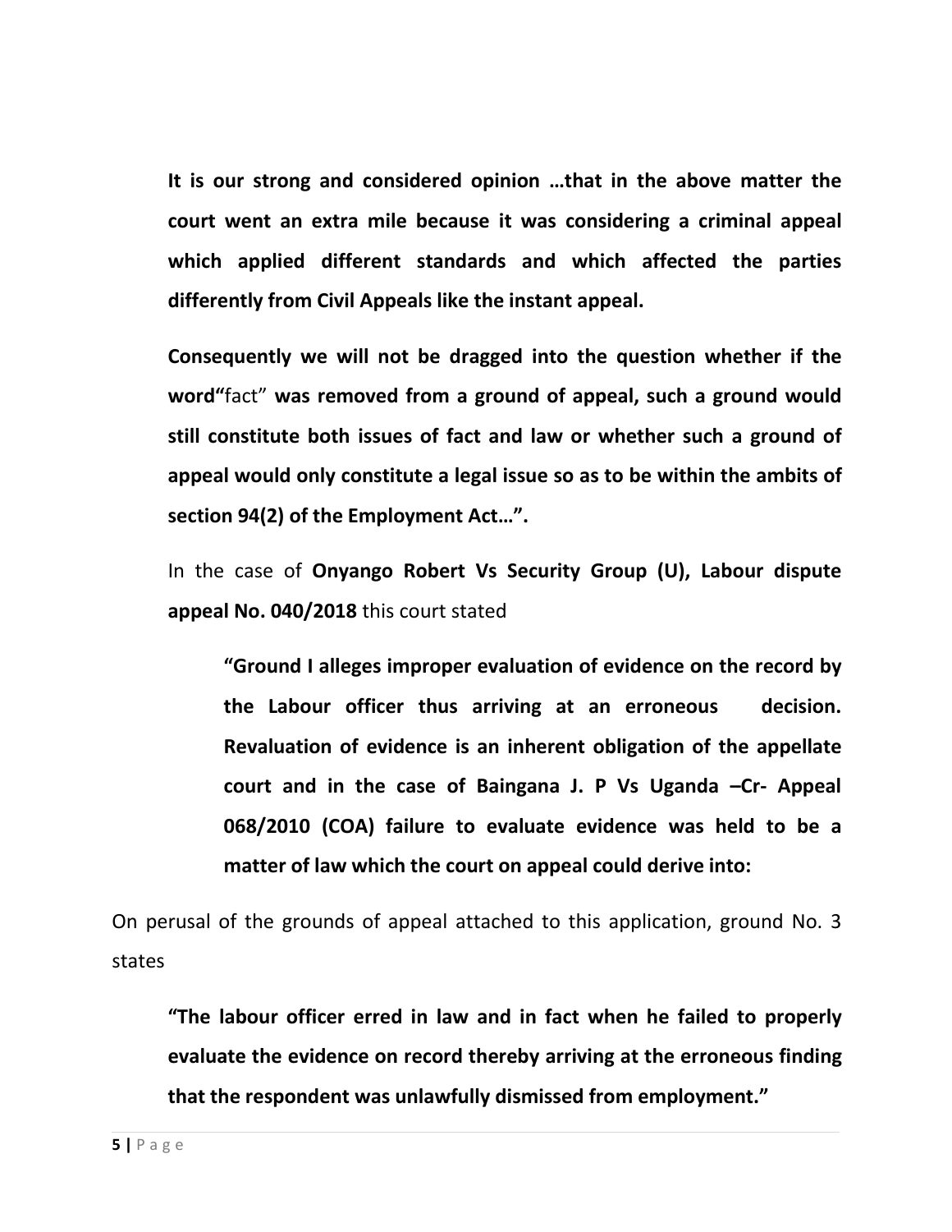**It is our strong and considered opinion …that in the above matter the court went an extra mile because it was considering a criminal appeal which applied different standards and which affected the parties differently from Civil Appeals like the instant appeal.**

**Consequently we will not be dragged into the question whether if the word"**fact" **was removed from a ground of appeal, such a ground would still constitute both issues of fact and law or whether such a ground of appeal would only constitute a legal issue so as to be within the ambits of section 94(2) of the Employment Act…".**

In the case of **Onyango Robert Vs Security Group (U), Labour dispute appeal No. 040/2018** this court stated

> **"Ground I alleges improper evaluation of evidence on the record by the Labour officer thus arriving at an erroneous decision. Revaluation of evidence is an inherent obligation of the appellate court and in the case of Baingana J. P Vs Uganda –Cr- Appeal 068/2010 (COA) failure to evaluate evidence was held to be a matter of law which the court on appeal could derive into:**

On perusal of the grounds of appeal attached to this application, ground No. 3 states

> **"The labour officer erred in law and in fact when he failed to properly evaluate the evidence on record thereby arriving at the erroneous finding that the respondent was unlawfully dismissed from employment."**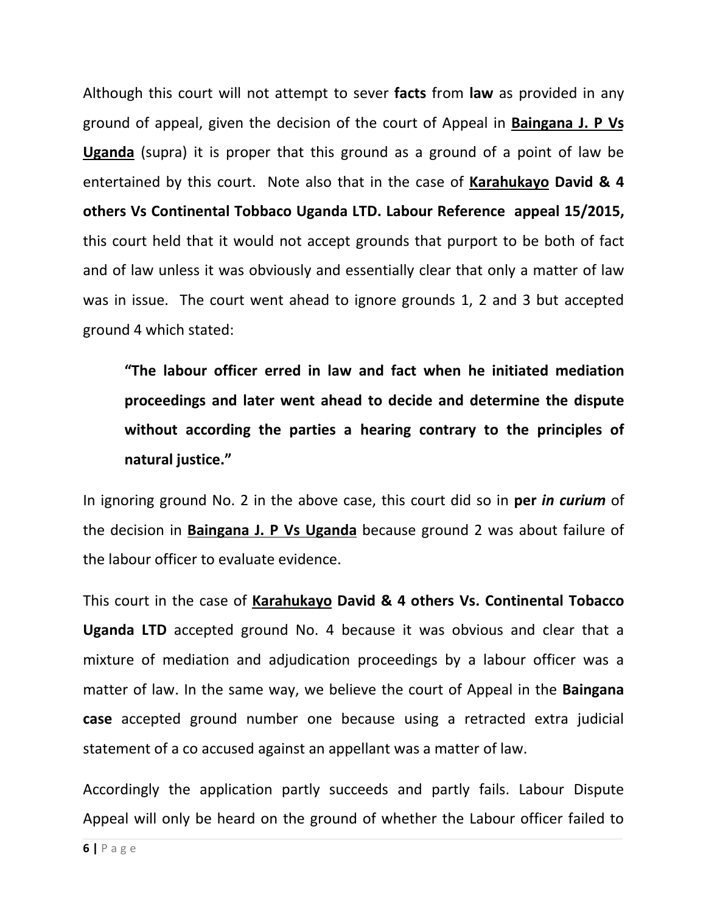Although this court will not attempt to sever **facts** from **law** as provided in any ground of appeal, given the decision of the court of Appeal in **Baingana J. P Vs Uganda** (supra) it is proper that this ground as a ground of a point of law be entertained by this court. Note also that in the case of **Karahukayo David & 4 others Vs Continental Tobbaco Uganda LTD. Labour Reference appeal 15/2015,** this court held that it would not accept grounds that purport to be both of fact and of law unless it was obviously and essentially clear that only a matter of law was in issue. The court went ahead to ignore grounds 1, 2 and 3 but accepted ground 4 which stated:

> **"The labour officer erred in law and fact when he initiated mediation proceedings and later went ahead to decide and determine the dispute without according the parties a hearing contrary to the principles of natural justice."**

In ignoring ground No. 2 in the above case, this court did so in **per *in curium*** of the decision in **Baingana J. P Vs Uganda** because ground 2 was about failure of the labour officer to evaluate evidence.

This court in the case of **Karahukayo David & 4 others Vs. Continental Tobacco Uganda LTD** accepted ground No. 4 because it was obvious and clear that a mixture of mediation and adjudication proceedings by a labour officer was a matter of law. In the same way, we believe the court of Appeal in the **Baingana case** accepted ground number one because using a retracted extra judicial statement of a co accused against an appellant was a matter of law.

Accordingly the application partly succeeds and partly fails. Labour Dispute Appeal will only be heard on the ground of whether the Labour officer failed to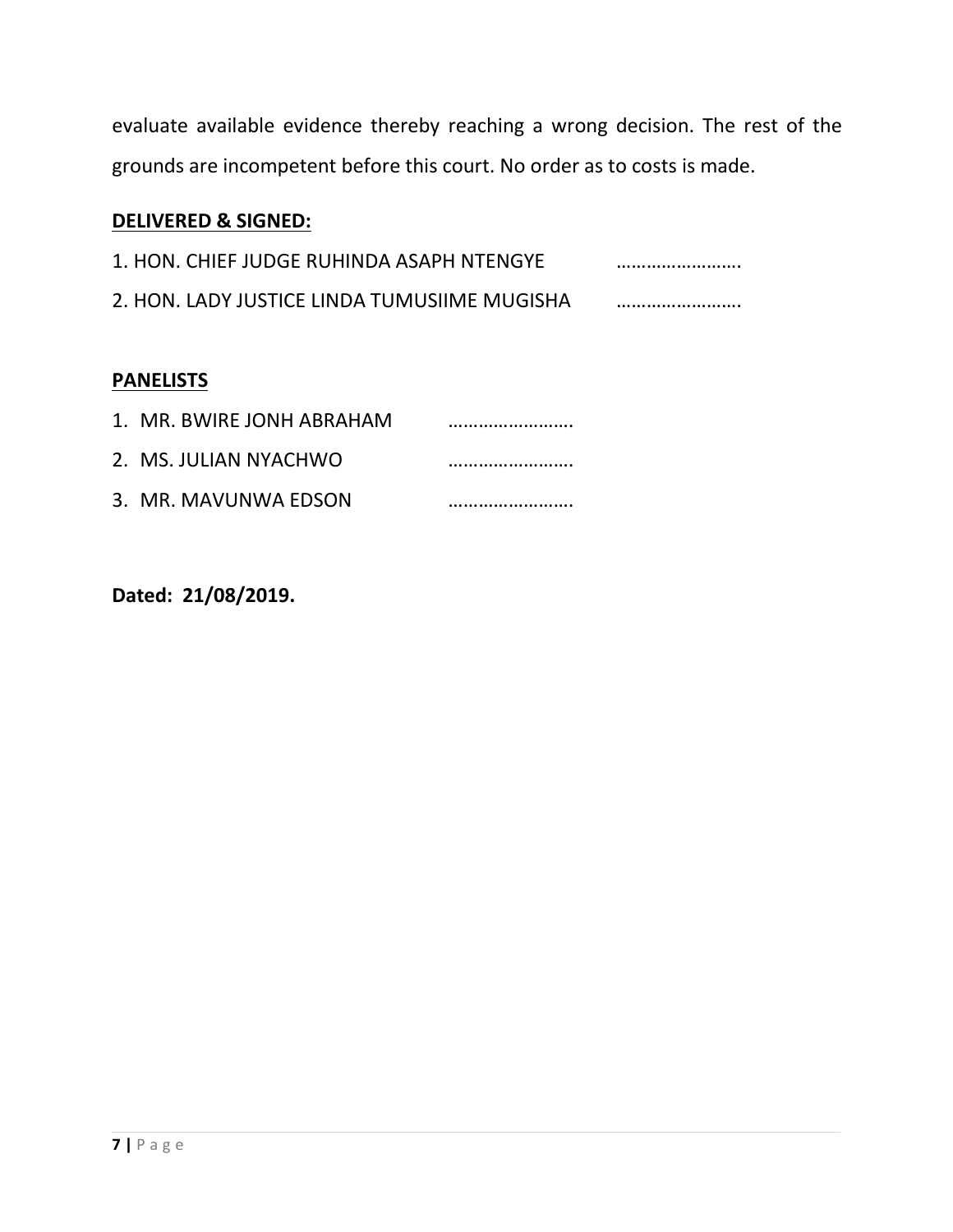evaluate available evidence thereby reaching a wrong decision. The rest of the grounds are incompetent before this court. No order as to costs is made.

**DELIVERED & SIGNED:**

1. HON. CHIEF JUDGE RUHINDA ASAPH NTENGYE ……………………
2. HON. LADY JUSTICE LINDA TUMUSIIME MUGISHA ……………………

**PANELISTS**

1. MR. BWIRE JONH ABRAHAM ……………………
2. MS. JULIAN NYACHWO ……………………
3. MR. MAVUNWA EDSON ……………………

**Dated: 21/08/2019.**